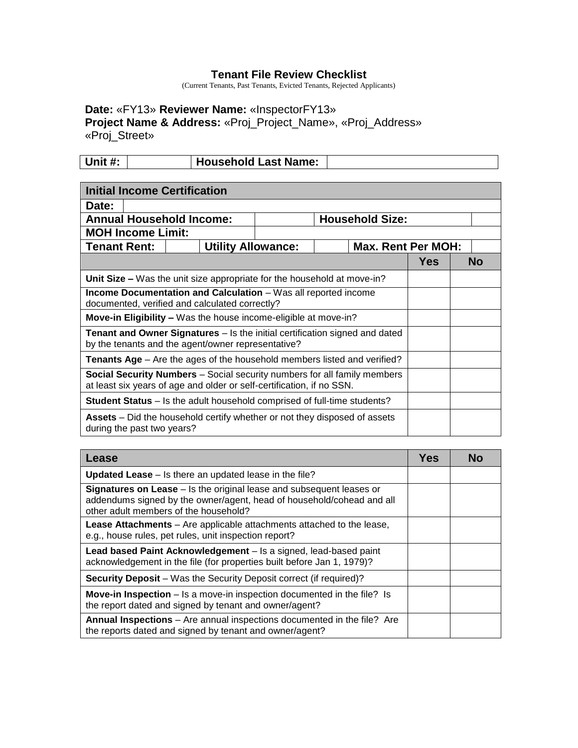## Tenant File Review Checklist

(Current Tenants, Past Tenants, Evicted Tenants, Rejected Applicants)

**Date:** «FY13» **Reviewer Name:** «InspectorFY13»
**Project Name & Address:** «Proj_Project_Name», «Proj_Address» «Proj_Street»

| **Unit #:** | | **Household Last Name:** | |
|---|---|---|---|

| **Initial Income Certification** | | | | | | | |
|---|---|---|---|---|---|---|---|
| **Date:** | | | | | | | |
| **Annual Household Income:** | | | | **Household Size:** | | | |
| **MOH Income Limit:** | | | | | | | |
| **Tenant Rent:** | | **Utility Allowance:** | | **Max. Rent Per MOH:** | | | |
| | | | | | | **Yes** | **No** |
| **Unit Size –** Was the unit size appropriate for the household at move-in? | | | | | | | |
| **Income Documentation and Calculation** – Was all reported income documented, verified and calculated correctly? | | | | | | | |
| **Move-in Eligibility –** Was the house income-eligible at move-in? | | | | | | | |
| **Tenant and Owner Signatures** – Is the initial certification signed and dated by the tenants and the agent/owner representative? | | | | | | | |
| **Tenants Age** – Are the ages of the household members listed and verified? | | | | | | | |
| **Social Security Numbers** – Social security numbers for all family members at least six years of age and older or self-certification, if no SSN. | | | | | | | |
| **Student Status** – Is the adult household comprised of full-time students? | | | | | | | |
| **Assets** – Did the household certify whether or not they disposed of assets during the past two years? | | | | | | | |

| **Lease** | **Yes** | **No** |
|---|---|---|
| **Updated Lease** – Is there an updated lease in the file? | | |
| **Signatures on Lease** – Is the original lease and subsequent leases or addendums signed by the owner/agent, head of household/cohead and all other adult members of the household? | | |
| **Lease Attachments** – Are applicable attachments attached to the lease, e.g., house rules, pet rules, unit inspection report? | | |
| **Lead based Paint Acknowledgement** – Is a signed, lead-based paint acknowledgement in the file (for properties built before Jan 1, 1979)? | | |
| **Security Deposit** – Was the Security Deposit correct (if required)? | | |
| **Move-in Inspection** – Is a move-in inspection documented in the file? Is the report dated and signed by tenant and owner/agent? | | |
| **Annual Inspections** – Are annual inspections documented in the file? Are the reports dated and signed by tenant and owner/agent? | | |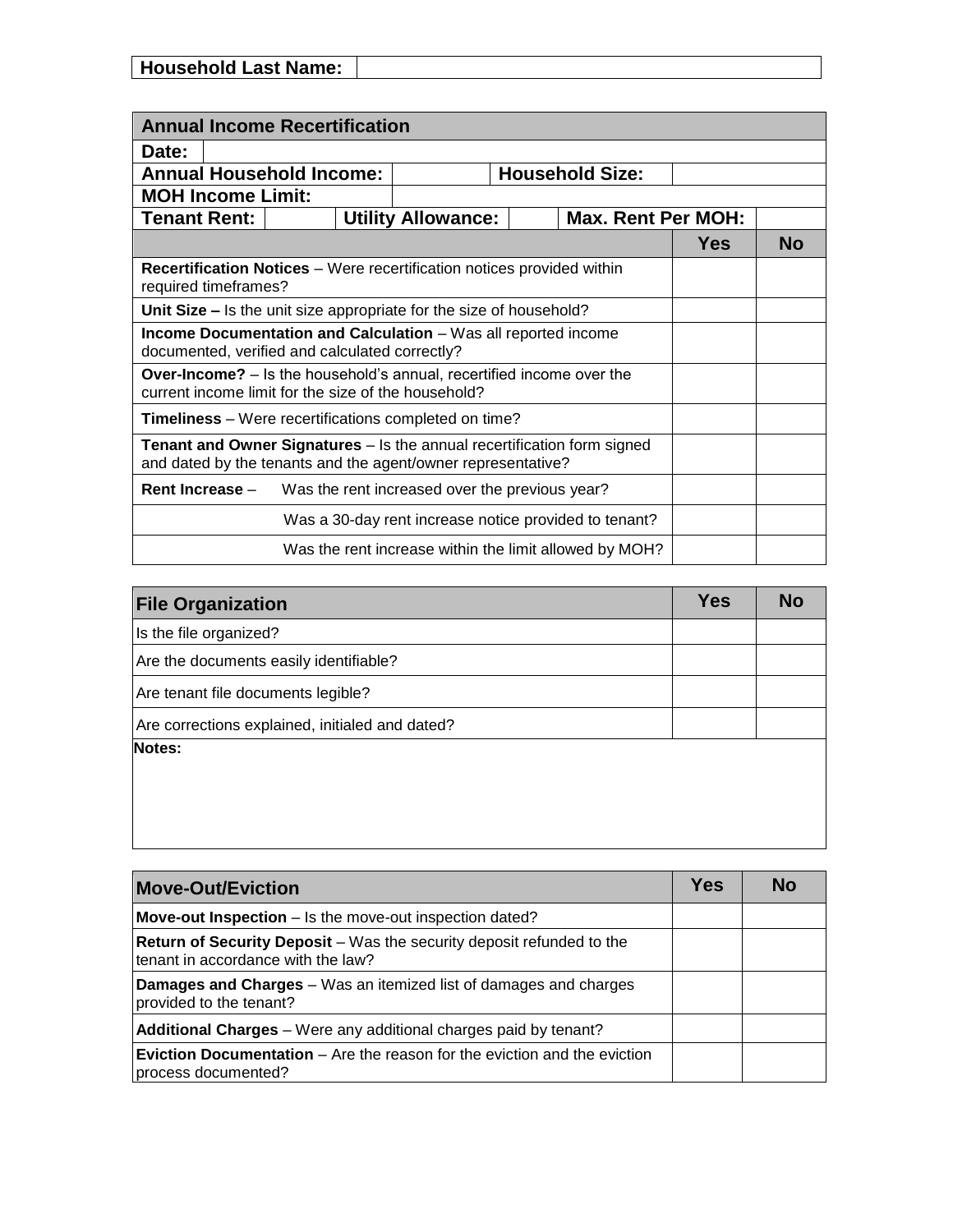| Household Last Name: | |
|---|---|

| Annual Income Recertification | | | | | | | |
|---|---|---|---|---|---|---|---|
| **Date:** | | | | | | | |
| **Annual Household Income:** | | | | **Household Size:** | | | |
| **MOH Income Limit:** | | | | | | | |
| **Tenant Rent:** | | **Utility Allowance:** | | **Max. Rent Per MOH:** | | | |

| | Yes | No |
|---|---|---|
| **Recertification Notices** – Were recertification notices provided within required timeframes? | | |
| **Unit Size –** Is the unit size appropriate for the size of household? | | |
| **Income Documentation and Calculation** – Was all reported income documented, verified and calculated correctly? | | |
| **Over-Income?** – Is the household's annual, recertified income over the current income limit for the size of the household? | | |
| **Timeliness** – Were recertifications completed on time? | | |
| **Tenant and Owner Signatures** – Is the annual recertification form signed and dated by the tenants and the agent/owner representative? | | |
| **Rent Increase** – Was the rent increased over the previous year? | | |
| Was a 30-day rent increase notice provided to tenant? | | |
| Was the rent increase within the limit allowed by MOH? | | |

| File Organization | Yes | No |
|---|---|---|
| Is the file organized? | | |
| Are the documents easily identifiable? | | |
| Are tenant file documents legible? | | |
| Are corrections explained, initialed and dated? | | |

**Notes:**

| Move-Out/Eviction | Yes | No |
|---|---|---|
| **Move-out Inspection** – Is the move-out inspection dated? | | |
| **Return of Security Deposit** – Was the security deposit refunded to the tenant in accordance with the law? | | |
| **Damages and Charges** – Was an itemized list of damages and charges provided to the tenant? | | |
| **Additional Charges** – Were any additional charges paid by tenant? | | |
| **Eviction Documentation** – Are the reason for the eviction and the eviction process documented? | | |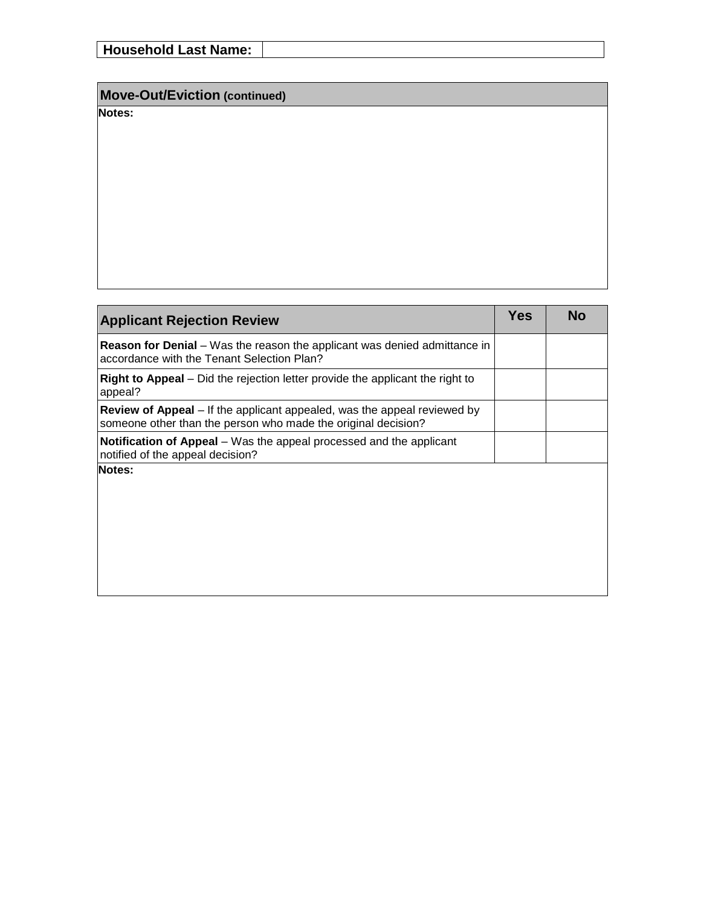| Household Last Name: | |
|---|---|

## Move-Out/Eviction (continued)

**Notes:**

| Applicant Rejection Review | Yes | No |
|---|---|---|
| **Reason for Denial** – Was the reason the applicant was denied admittance in accordance with the Tenant Selection Plan? | | |
| **Right to Appeal** – Did the rejection letter provide the applicant the right to appeal? | | |
| **Review of Appeal** – If the applicant appealed, was the appeal reviewed by someone other than the person who made the original decision? | | |
| **Notification of Appeal** – Was the appeal processed and the applicant notified of the appeal decision? | | |

**Notes:**